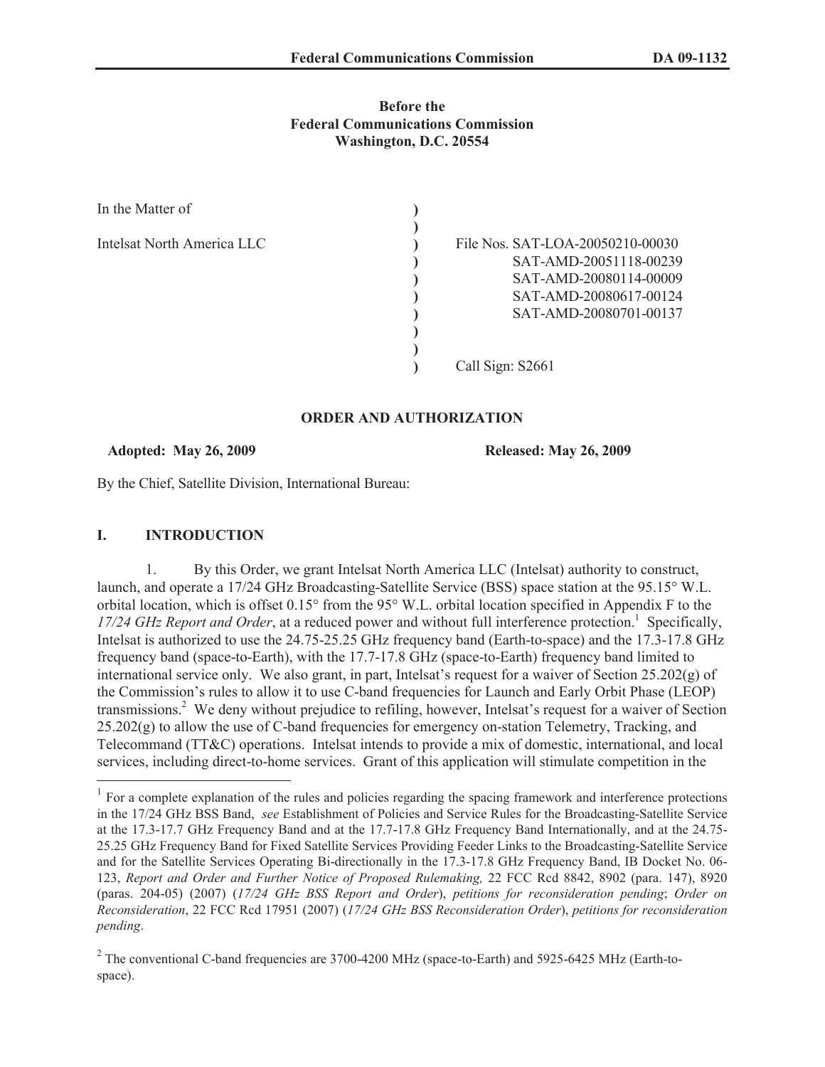**Before the**
**Federal Communications Commission**
**Washington, D.C. 20554**

| | | |
|---|---|---|
| In the Matter of | ) | |
| | ) | |
| Intelsat North America LLC | ) | File Nos. SAT-LOA-20050210-00030 |
| | ) | SAT-AMD-20051118-00239 |
| | ) | SAT-AMD-20080114-00009 |
| | ) | SAT-AMD-20080617-00124 |
| | ) | SAT-AMD-20080701-00137 |
| | ) | |
| | ) | |
| | ) | Call Sign: S2661 |

**ORDER AND AUTHORIZATION**

**Adopted: May 26, 2009** **Released: May 26, 2009**

By the Chief, Satellite Division, International Bureau:

## I. INTRODUCTION

1. By this Order, we grant Intelsat North America LLC (Intelsat) authority to construct, launch, and operate a 17/24 GHz Broadcasting-Satellite Service (BSS) space station at the 95.15° W.L. orbital location, which is offset 0.15° from the 95° W.L. orbital location specified in Appendix F to the *17/24 GHz Report and Order*, at a reduced power and without full interference protection.[1] Specifically, Intelsat is authorized to use the 24.75-25.25 GHz frequency band (Earth-to-space) and the 17.3-17.8 GHz frequency band (space-to-Earth), with the 17.7-17.8 GHz (space-to-Earth) frequency band limited to international service only. We also grant, in part, Intelsat's request for a waiver of Section 25.202(g) of the Commission's rules to allow it to use C-band frequencies for Launch and Early Orbit Phase (LEOP) transmissions.[2] We deny without prejudice to refiling, however, Intelsat's request for a waiver of Section 25.202(g) to allow the use of C-band frequencies for emergency on-station Telemetry, Tracking, and Telecommand (TT&C) operations. Intelsat intends to provide a mix of domestic, international, and local services, including direct-to-home services. Grant of this application will stimulate competition in the

---

[1] For a complete explanation of the rules and policies regarding the spacing framework and interference protections in the 17/24 GHz BSS Band, *see* Establishment of Policies and Service Rules for the Broadcasting-Satellite Service at the 17.3-17.7 GHz Frequency Band and at the 17.7-17.8 GHz Frequency Band Internationally, and at the 24.75-25.25 GHz Frequency Band for Fixed Satellite Services Providing Feeder Links to the Broadcasting-Satellite Service and for the Satellite Services Operating Bi-directionally in the 17.3-17.8 GHz Frequency Band, IB Docket No. 06-123, *Report and Order and Further Notice of Proposed Rulemaking,* 22 FCC Rcd 8842, 8902 (para. 147), 8920 (paras. 204-05) (2007) (*17/24 GHz BSS Report and Order*), *petitions for reconsideration pending*; *Order on Reconsideration*, 22 FCC Rcd 17951 (2007) (*17/24 GHz BSS Reconsideration Order*), *petitions for reconsideration pending*.

[2] The conventional C-band frequencies are 3700-4200 MHz (space-to-Earth) and 5925-6425 MHz (Earth-to-space).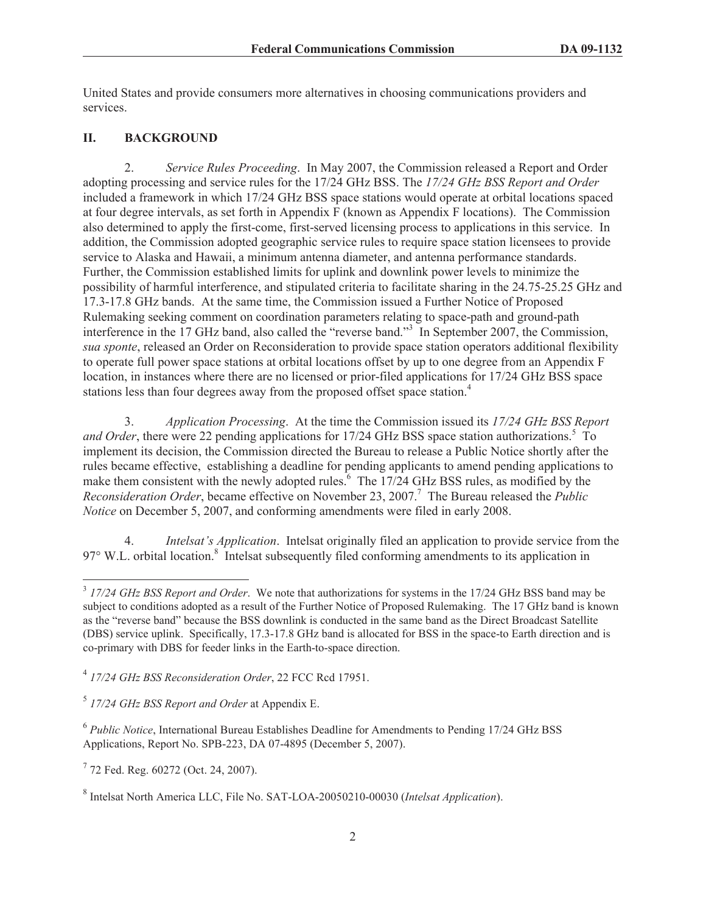United States and provide consumers more alternatives in choosing communications providers and services.

## II. BACKGROUND

2. *Service Rules Proceeding*. In May 2007, the Commission released a Report and Order adopting processing and service rules for the 17/24 GHz BSS. The *17/24 GHz BSS Report and Order* included a framework in which 17/24 GHz BSS space stations would operate at orbital locations spaced at four degree intervals, as set forth in Appendix F (known as Appendix F locations). The Commission also determined to apply the first-come, first-served licensing process to applications in this service. In addition, the Commission adopted geographic service rules to require space station licensees to provide service to Alaska and Hawaii, a minimum antenna diameter, and antenna performance standards. Further, the Commission established limits for uplink and downlink power levels to minimize the possibility of harmful interference, and stipulated criteria to facilitate sharing in the 24.75-25.25 GHz and 17.3-17.8 GHz bands. At the same time, the Commission issued a Further Notice of Proposed Rulemaking seeking comment on coordination parameters relating to space-path and ground-path interference in the 17 GHz band, also called the "reverse band."[3] In September 2007, the Commission, *sua sponte*, released an Order on Reconsideration to provide space station operators additional flexibility to operate full power space stations at orbital locations offset by up to one degree from an Appendix F location, in instances where there are no licensed or prior-filed applications for 17/24 GHz BSS space stations less than four degrees away from the proposed offset space station.[4]

3. *Application Processing*. At the time the Commission issued its *17/24 GHz BSS Report and Order*, there were 22 pending applications for 17/24 GHz BSS space station authorizations.[5] To implement its decision, the Commission directed the Bureau to release a Public Notice shortly after the rules became effective, establishing a deadline for pending applicants to amend pending applications to make them consistent with the newly adopted rules.[6] The 17/24 GHz BSS rules, as modified by the *Reconsideration Order*, became effective on November 23, 2007.[7] The Bureau released the *Public Notice* on December 5, 2007, and conforming amendments were filed in early 2008.

4. *Intelsat's Application*. Intelsat originally filed an application to provide service from the 97° W.L. orbital location.[8] Intelsat subsequently filed conforming amendments to its application in

---

[3] *17/24 GHz BSS Report and Order*. We note that authorizations for systems in the 17/24 GHz BSS band may be subject to conditions adopted as a result of the Further Notice of Proposed Rulemaking. The 17 GHz band is known as the "reverse band" because the BSS downlink is conducted in the same band as the Direct Broadcast Satellite (DBS) service uplink. Specifically, 17.3-17.8 GHz band is allocated for BSS in the space-to Earth direction and is co-primary with DBS for feeder links in the Earth-to-space direction.

[4] *17/24 GHz BSS Reconsideration Order*, 22 FCC Rcd 17951.

[5] *17/24 GHz BSS Report and Order* at Appendix E.

[6] *Public Notice*, International Bureau Establishes Deadline for Amendments to Pending 17/24 GHz BSS Applications, Report No. SPB-223, DA 07-4895 (December 5, 2007).

[7] 72 Fed. Reg. 60272 (Oct. 24, 2007).

[8] Intelsat North America LLC, File No. SAT-LOA-20050210-00030 (*Intelsat Application*).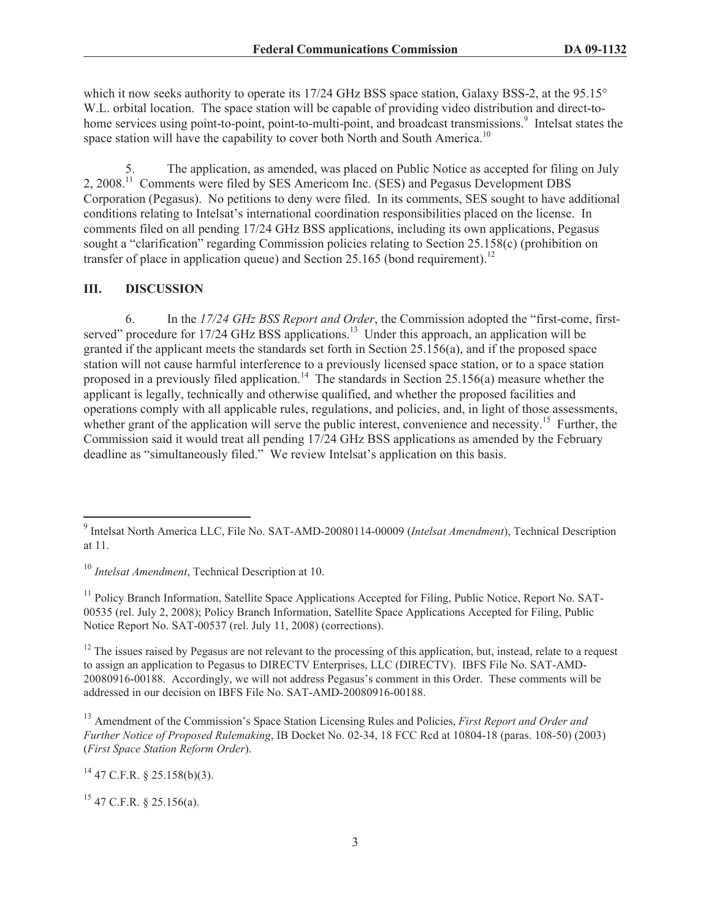which it now seeks authority to operate its 17/24 GHz BSS space station, Galaxy BSS-2, at the 95.15° W.L. orbital location. The space station will be capable of providing video distribution and direct-to-home services using point-to-point, point-to-multi-point, and broadcast transmissions.[9] Intelsat states the space station will have the capability to cover both North and South America.[10]

5. The application, as amended, was placed on Public Notice as accepted for filing on July 2, 2008.[11] Comments were filed by SES Americom Inc. (SES) and Pegasus Development DBS Corporation (Pegasus). No petitions to deny were filed. In its comments, SES sought to have additional conditions relating to Intelsat's international coordination responsibilities placed on the license. In comments filed on all pending 17/24 GHz BSS applications, including its own applications, Pegasus sought a "clarification" regarding Commission policies relating to Section 25.158(c) (prohibition on transfer of place in application queue) and Section 25.165 (bond requirement).[12]

## III. DISCUSSION

6. In the *17/24 GHz BSS Report and Order*, the Commission adopted the "first-come, first-served" procedure for 17/24 GHz BSS applications.[13] Under this approach, an application will be granted if the applicant meets the standards set forth in Section 25.156(a), and if the proposed space station will not cause harmful interference to a previously licensed space station, or to a space station proposed in a previously filed application.[14] The standards in Section 25.156(a) measure whether the applicant is legally, technically and otherwise qualified, and whether the proposed facilities and operations comply with all applicable rules, regulations, and policies, and, in light of those assessments, whether grant of the application will serve the public interest, convenience and necessity.[15] Further, the Commission said it would treat all pending 17/24 GHz BSS applications as amended by the February deadline as "simultaneously filed." We review Intelsat's application on this basis.

---

[9] Intelsat North America LLC, File No. SAT-AMD-20080114-00009 (*Intelsat Amendment*), Technical Description at 11.

[10] *Intelsat Amendment*, Technical Description at 10.

[11] Policy Branch Information, Satellite Space Applications Accepted for Filing, Public Notice, Report No. SAT-00535 (rel. July 2, 2008); Policy Branch Information, Satellite Space Applications Accepted for Filing, Public Notice Report No. SAT-00537 (rel. July 11, 2008) (corrections).

[12] The issues raised by Pegasus are not relevant to the processing of this application, but, instead, relate to a request to assign an application to Pegasus to DIRECTV Enterprises, LLC (DIRECTV). IBFS File No. SAT-AMD-20080916-00188. Accordingly, we will not address Pegasus's comment in this Order. These comments will be addressed in our decision on IBFS File No. SAT-AMD-20080916-00188.

[13] Amendment of the Commission's Space Station Licensing Rules and Policies, *First Report and Order and Further Notice of Proposed Rulemaking*, IB Docket No. 02-34, 18 FCC Rcd at 10804-18 (paras. 108-50) (2003) (*First Space Station Reform Order*).

[14] 47 C.F.R. § 25.158(b)(3).

[15] 47 C.F.R. § 25.156(a).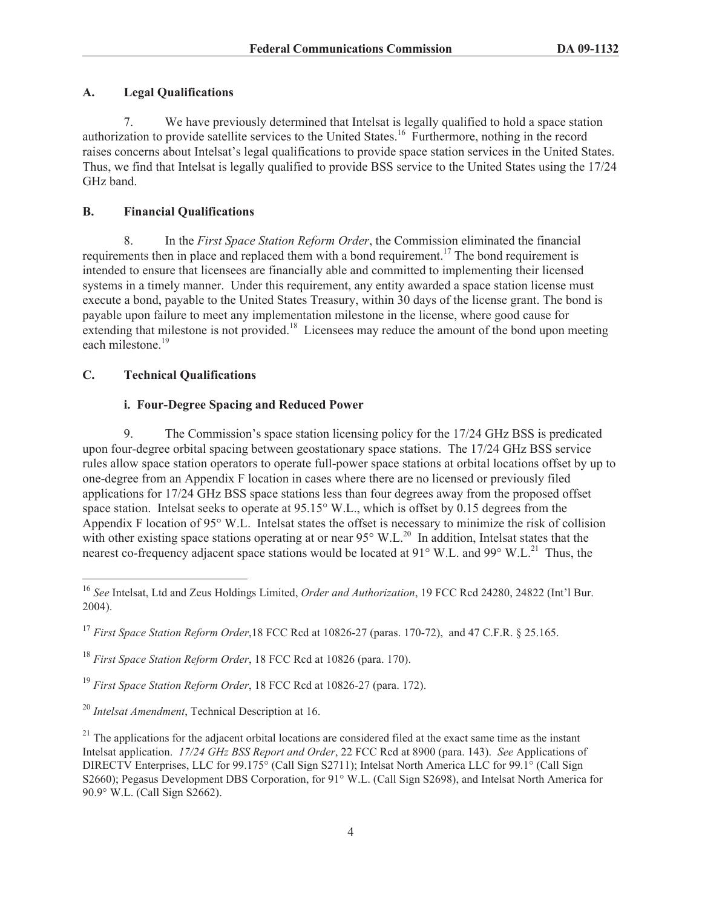### A. Legal Qualifications

7. We have previously determined that Intelsat is legally qualified to hold a space station authorization to provide satellite services to the United States.[16] Furthermore, nothing in the record raises concerns about Intelsat's legal qualifications to provide space station services in the United States. Thus, we find that Intelsat is legally qualified to provide BSS service to the United States using the 17/24 GHz band.

### B. Financial Qualifications

8. In the *First Space Station Reform Order*, the Commission eliminated the financial requirements then in place and replaced them with a bond requirement.[17] The bond requirement is intended to ensure that licensees are financially able and committed to implementing their licensed systems in a timely manner. Under this requirement, any entity awarded a space station license must execute a bond, payable to the United States Treasury, within 30 days of the license grant. The bond is payable upon failure to meet any implementation milestone in the license, where good cause for extending that milestone is not provided.[18] Licensees may reduce the amount of the bond upon meeting each milestone.[19]

### C. Technical Qualifications

#### i. Four-Degree Spacing and Reduced Power

9. The Commission's space station licensing policy for the 17/24 GHz BSS is predicated upon four-degree orbital spacing between geostationary space stations. The 17/24 GHz BSS service rules allow space station operators to operate full-power space stations at orbital locations offset by up to one-degree from an Appendix F location in cases where there are no licensed or previously filed applications for 17/24 GHz BSS space stations less than four degrees away from the proposed offset space station. Intelsat seeks to operate at 95.15° W.L., which is offset by 0.15 degrees from the Appendix F location of 95° W.L. Intelsat states the offset is necessary to minimize the risk of collision with other existing space stations operating at or near 95° W.L.[20] In addition, Intelsat states that the nearest co-frequency adjacent space stations would be located at 91° W.L. and 99° W.L.[21] Thus, the

---

[16] *See* Intelsat, Ltd and Zeus Holdings Limited, *Order and Authorization*, 19 FCC Rcd 24280, 24822 (Int'l Bur. 2004).

[17] *First Space Station Reform Order*,18 FCC Rcd at 10826-27 (paras. 170-72), and 47 C.F.R. § 25.165.

[18] *First Space Station Reform Order*, 18 FCC Rcd at 10826 (para. 170).

[19] *First Space Station Reform Order*, 18 FCC Rcd at 10826-27 (para. 172).

[20] *Intelsat Amendment*, Technical Description at 16.

[21] The applications for the adjacent orbital locations are considered filed at the exact same time as the instant Intelsat application. *17/24 GHz BSS Report and Order*, 22 FCC Rcd at 8900 (para. 143). *See* Applications of DIRECTV Enterprises, LLC for 99.175° (Call Sign S2711); Intelsat North America LLC for 99.1° (Call Sign S2660); Pegasus Development DBS Corporation, for 91° W.L. (Call Sign S2698), and Intelsat North America for 90.9° W.L. (Call Sign S2662).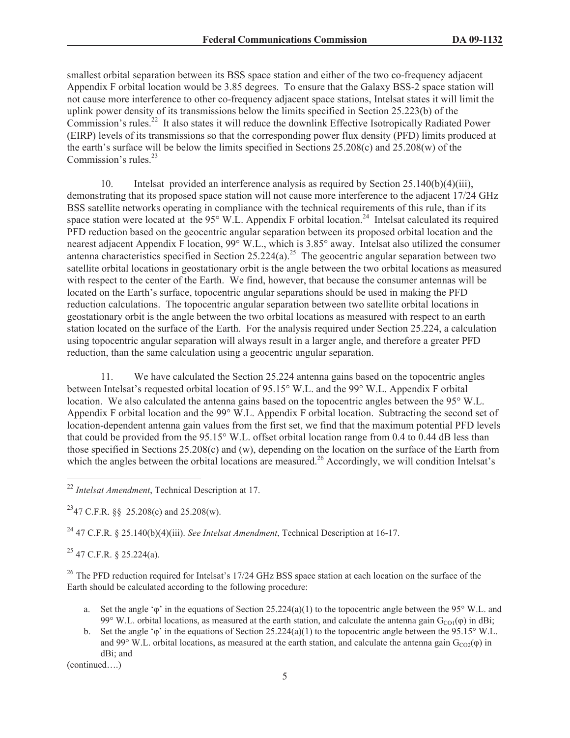smallest orbital separation between its BSS space station and either of the two co-frequency adjacent Appendix F orbital location would be 3.85 degrees. To ensure that the Galaxy BSS-2 space station will not cause more interference to other co-frequency adjacent space stations, Intelsat states it will limit the uplink power density of its transmissions below the limits specified in Section 25.223(b) of the Commission's rules.[22] It also states it will reduce the downlink Effective Isotropically Radiated Power (EIRP) levels of its transmissions so that the corresponding power flux density (PFD) limits produced at the earth's surface will be below the limits specified in Sections 25.208(c) and 25.208(w) of the Commission's rules.[23]

10. Intelsat provided an interference analysis as required by Section 25.140(b)(4)(iii), demonstrating that its proposed space station will not cause more interference to the adjacent 17/24 GHz BSS satellite networks operating in compliance with the technical requirements of this rule, than if its space station were located at the 95° W.L. Appendix F orbital location.[24] Intelsat calculated its required PFD reduction based on the geocentric angular separation between its proposed orbital location and the nearest adjacent Appendix F location, 99° W.L., which is 3.85° away. Intelsat also utilized the consumer antenna characteristics specified in Section 25.224(a).[25] The geocentric angular separation between two satellite orbital locations in geostationary orbit is the angle between the two orbital locations as measured with respect to the center of the Earth. We find, however, that because the consumer antennas will be located on the Earth's surface, topocentric angular separations should be used in making the PFD reduction calculations. The topocentric angular separation between two satellite orbital locations in geostationary orbit is the angle between the two orbital locations as measured with respect to an earth station located on the surface of the Earth. For the analysis required under Section 25.224, a calculation using topocentric angular separation will always result in a larger angle, and therefore a greater PFD reduction, than the same calculation using a geocentric angular separation.

11. We have calculated the Section 25.224 antenna gains based on the topocentric angles between Intelsat's requested orbital location of 95.15° W.L. and the 99° W.L. Appendix F orbital location. We also calculated the antenna gains based on the topocentric angles between the 95° W.L. Appendix F orbital location and the 99° W.L. Appendix F orbital location. Subtracting the second set of location-dependent antenna gain values from the first set, we find that the maximum potential PFD levels that could be provided from the 95.15° W.L. offset orbital location range from 0.4 to 0.44 dB less than those specified in Sections 25.208(c) and (w), depending on the location on the surface of the Earth from which the angles between the orbital locations are measured.[26] Accordingly, we will condition Intelsat's

---

[22] *Intelsat Amendment*, Technical Description at 17.

[23] 47 C.F.R. §§ 25.208(c) and 25.208(w).

[24] 47 C.F.R. § 25.140(b)(4)(iii). *See Intelsat Amendment*, Technical Description at 16-17.

[25] 47 C.F.R. § 25.224(a).

[26] The PFD reduction required for Intelsat's 17/24 GHz BSS space station at each location on the surface of the Earth should be calculated according to the following procedure:

a. Set the angle 'φ' in the equations of Section 25.224(a)(1) to the topocentric angle between the 95° W.L. and 99° W.L. orbital locations, as measured at the earth station, and calculate the antenna gain $G_{CO1}(\varphi)$ in dBi;

b. Set the angle 'φ' in the equations of Section 25.224(a)(1) to the topocentric angle between the 95.15° W.L. and 99° W.L. orbital locations, as measured at the earth station, and calculate the antenna gain $G_{CO2}(\varphi)$ in dBi; and

(continued….)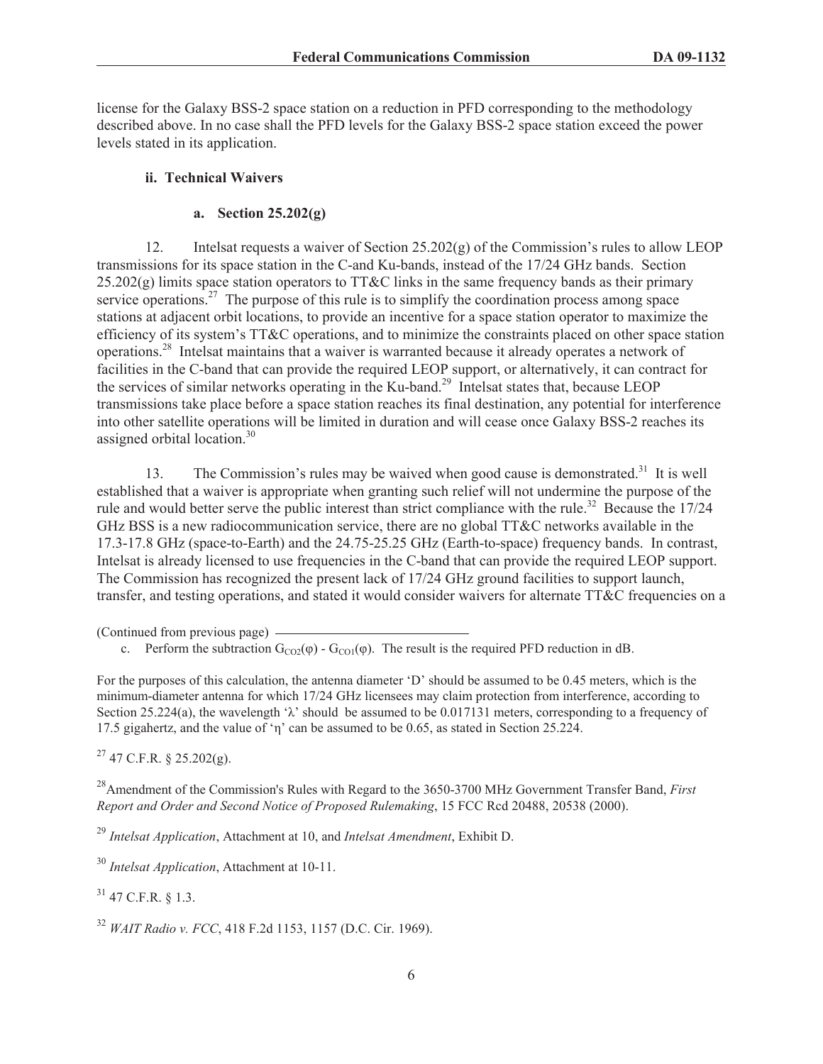license for the Galaxy BSS-2 space station on a reduction in PFD corresponding to the methodology described above. In no case shall the PFD levels for the Galaxy BSS-2 space station exceed the power levels stated in its application.

### ii. Technical Waivers

#### a. Section 25.202(g)

12. Intelsat requests a waiver of Section 25.202(g) of the Commission's rules to allow LEOP transmissions for its space station in the C-and Ku-bands, instead of the 17/24 GHz bands. Section 25.202(g) limits space station operators to TT&C links in the same frequency bands as their primary service operations.[27] The purpose of this rule is to simplify the coordination process among space stations at adjacent orbit locations, to provide an incentive for a space station operator to maximize the efficiency of its system's TT&C operations, and to minimize the constraints placed on other space station operations.[28] Intelsat maintains that a waiver is warranted because it already operates a network of facilities in the C-band that can provide the required LEOP support, or alternatively, it can contract for the services of similar networks operating in the Ku-band.[29] Intelsat states that, because LEOP transmissions take place before a space station reaches its final destination, any potential for interference into other satellite operations will be limited in duration and will cease once Galaxy BSS-2 reaches its assigned orbital location.[30]

13. The Commission's rules may be waived when good cause is demonstrated.[31] It is well established that a waiver is appropriate when granting such relief will not undermine the purpose of the rule and would better serve the public interest than strict compliance with the rule.[32] Because the 17/24 GHz BSS is a new radiocommunication service, there are no global TT&C networks available in the 17.3-17.8 GHz (space-to-Earth) and the 24.75-25.25 GHz (Earth-to-space) frequency bands. In contrast, Intelsat is already licensed to use frequencies in the C-band that can provide the required LEOP support. The Commission has recognized the present lack of 17/24 GHz ground facilities to support launch, transfer, and testing operations, and stated it would consider waivers for alternate TT&C frequencies on a

---

(Continued from previous page)

c. Perform the subtraction $G_{CO2}(\varphi) - G_{CO1}(\varphi)$. The result is the required PFD reduction in dB.

For the purposes of this calculation, the antenna diameter 'D' should be assumed to be 0.45 meters, which is the minimum-diameter antenna for which 17/24 GHz licensees may claim protection from interference, according to Section 25.224(a), the wavelength '$\lambda$' should be assumed to be 0.017131 meters, corresponding to a frequency of 17.5 gigahertz, and the value of '$\eta$' can be assumed to be 0.65, as stated in Section 25.224.

[27] 47 C.F.R. § 25.202(g).

[28] Amendment of the Commission's Rules with Regard to the 3650-3700 MHz Government Transfer Band, *First Report and Order and Second Notice of Proposed Rulemaking*, 15 FCC Rcd 20488, 20538 (2000).

[29] *Intelsat Application*, Attachment at 10, and *Intelsat Amendment*, Exhibit D.

[30] *Intelsat Application*, Attachment at 10-11.

[31] 47 C.F.R. § 1.3.

[32] *WAIT Radio v. FCC*, 418 F.2d 1153, 1157 (D.C. Cir. 1969).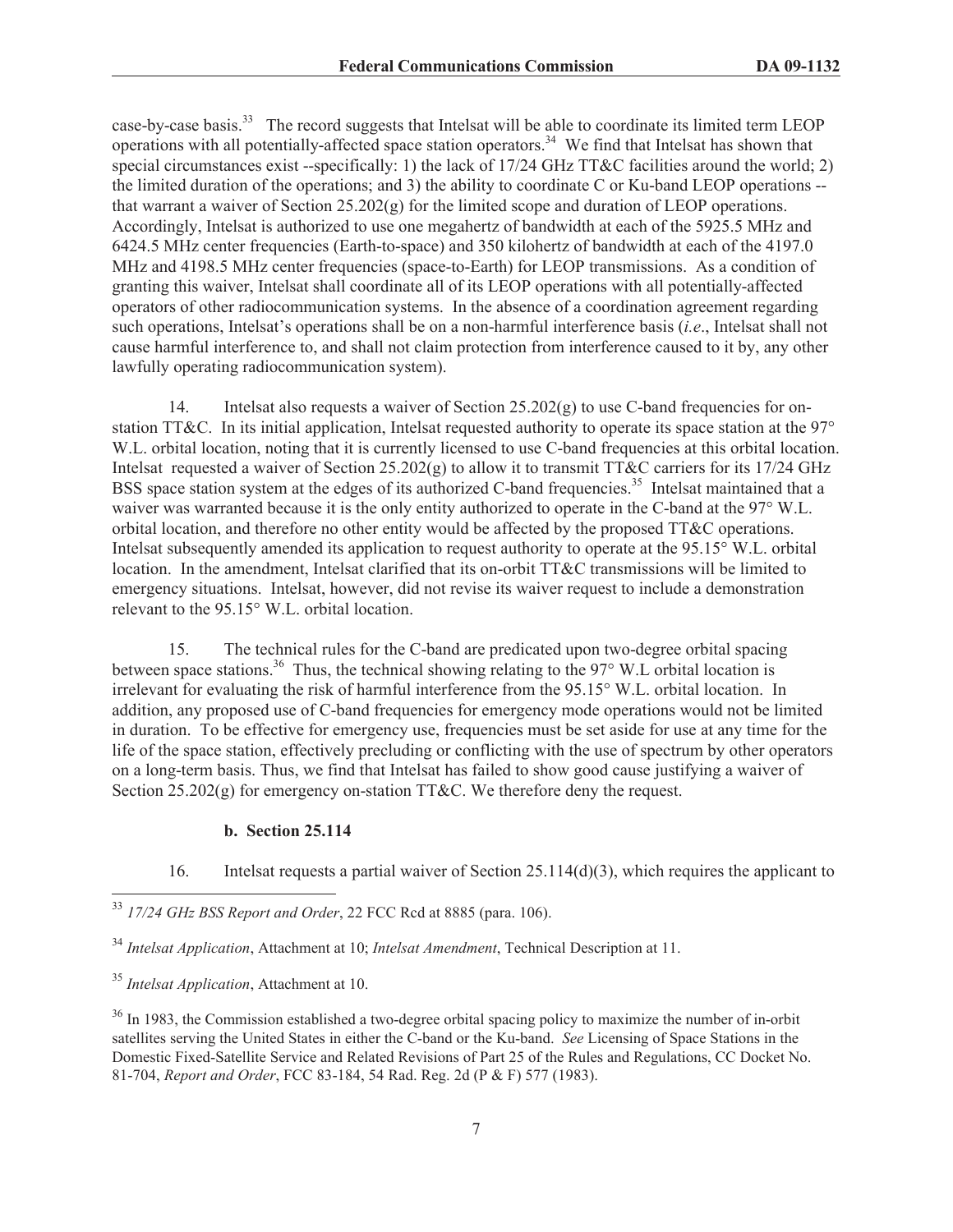case-by-case basis.[33] The record suggests that Intelsat will be able to coordinate its limited term LEOP operations with all potentially-affected space station operators.[34] We find that Intelsat has shown that special circumstances exist --specifically: 1) the lack of 17/24 GHz TT&C facilities around the world; 2) the limited duration of the operations; and 3) the ability to coordinate C or Ku-band LEOP operations -- that warrant a waiver of Section 25.202(g) for the limited scope and duration of LEOP operations. Accordingly, Intelsat is authorized to use one megahertz of bandwidth at each of the 5925.5 MHz and 6424.5 MHz center frequencies (Earth-to-space) and 350 kilohertz of bandwidth at each of the 4197.0 MHz and 4198.5 MHz center frequencies (space-to-Earth) for LEOP transmissions. As a condition of granting this waiver, Intelsat shall coordinate all of its LEOP operations with all potentially-affected operators of other radiocommunication systems. In the absence of a coordination agreement regarding such operations, Intelsat's operations shall be on a non-harmful interference basis (*i.e*., Intelsat shall not cause harmful interference to, and shall not claim protection from interference caused to it by, any other lawfully operating radiocommunication system).

14. Intelsat also requests a waiver of Section 25.202(g) to use C-band frequencies for on-station TT&C. In its initial application, Intelsat requested authority to operate its space station at the 97° W.L. orbital location, noting that it is currently licensed to use C-band frequencies at this orbital location. Intelsat requested a waiver of Section 25.202(g) to allow it to transmit TT&C carriers for its 17/24 GHz BSS space station system at the edges of its authorized C-band frequencies.[35] Intelsat maintained that a waiver was warranted because it is the only entity authorized to operate in the C-band at the 97° W.L. orbital location, and therefore no other entity would be affected by the proposed TT&C operations. Intelsat subsequently amended its application to request authority to operate at the 95.15° W.L. orbital location. In the amendment, Intelsat clarified that its on-orbit TT&C transmissions will be limited to emergency situations. Intelsat, however, did not revise its waiver request to include a demonstration relevant to the 95.15° W.L. orbital location.

15. The technical rules for the C-band are predicated upon two-degree orbital spacing between space stations.[36] Thus, the technical showing relating to the 97° W.L orbital location is irrelevant for evaluating the risk of harmful interference from the 95.15° W.L. orbital location. In addition, any proposed use of C-band frequencies for emergency mode operations would not be limited in duration. To be effective for emergency use, frequencies must be set aside for use at any time for the life of the space station, effectively precluding or conflicting with the use of spectrum by other operators on a long-term basis. Thus, we find that Intelsat has failed to show good cause justifying a waiver of Section 25.202(g) for emergency on-station TT&C. We therefore deny the request.

**b. Section 25.114**

16. Intelsat requests a partial waiver of Section 25.114(d)(3), which requires the applicant to

---

[33] *17/24 GHz BSS Report and Order*, 22 FCC Rcd at 8885 (para. 106).

[34] *Intelsat Application*, Attachment at 10; *Intelsat Amendment*, Technical Description at 11.

[35] *Intelsat Application*, Attachment at 10.

[36] In 1983, the Commission established a two-degree orbital spacing policy to maximize the number of in-orbit satellites serving the United States in either the C-band or the Ku-band. *See* Licensing of Space Stations in the Domestic Fixed-Satellite Service and Related Revisions of Part 25 of the Rules and Regulations, CC Docket No. 81-704, *Report and Order*, FCC 83-184, 54 Rad. Reg. 2d (P & F) 577 (1983).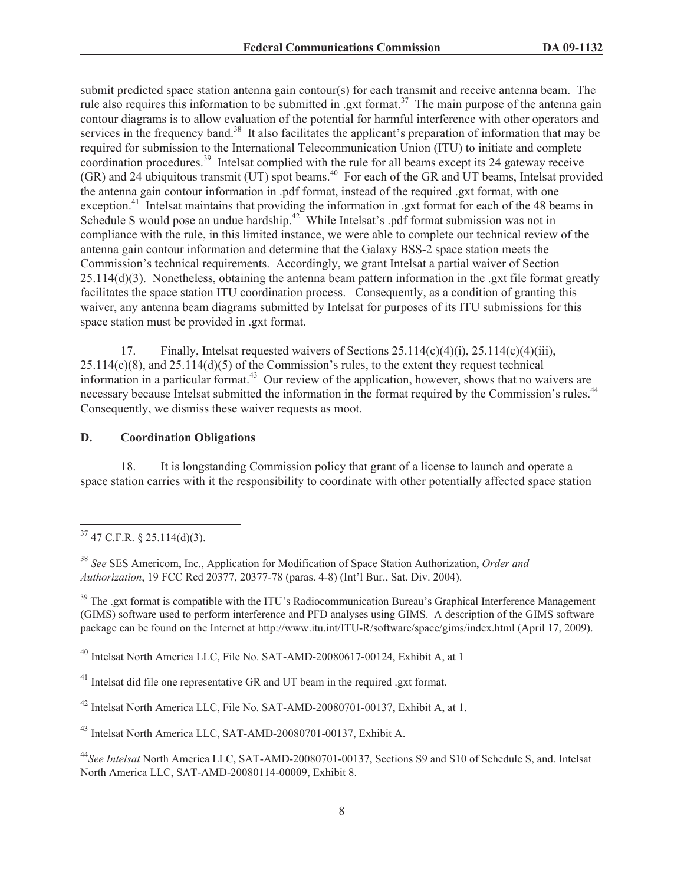submit predicted space station antenna gain contour(s) for each transmit and receive antenna beam. The rule also requires this information to be submitted in .gxt format.[37] The main purpose of the antenna gain contour diagrams is to allow evaluation of the potential for harmful interference with other operators and services in the frequency band.[38] It also facilitates the applicant's preparation of information that may be required for submission to the International Telecommunication Union (ITU) to initiate and complete coordination procedures.[39] Intelsat complied with the rule for all beams except its 24 gateway receive (GR) and 24 ubiquitous transmit (UT) spot beams.[40] For each of the GR and UT beams, Intelsat provided the antenna gain contour information in .pdf format, instead of the required .gxt format, with one exception.[41] Intelsat maintains that providing the information in .gxt format for each of the 48 beams in Schedule S would pose an undue hardship.[42] While Intelsat's .pdf format submission was not in compliance with the rule, in this limited instance, we were able to complete our technical review of the antenna gain contour information and determine that the Galaxy BSS-2 space station meets the Commission's technical requirements. Accordingly, we grant Intelsat a partial waiver of Section 25.114(d)(3). Nonetheless, obtaining the antenna beam pattern information in the .gxt file format greatly facilitates the space station ITU coordination process. Consequently, as a condition of granting this waiver, any antenna beam diagrams submitted by Intelsat for purposes of its ITU submissions for this space station must be provided in .gxt format.

17. Finally, Intelsat requested waivers of Sections 25.114(c)(4)(i), 25.114(c)(4)(iii), 25.114(c)(8), and 25.114(d)(5) of the Commission's rules, to the extent they request technical information in a particular format.[43] Our review of the application, however, shows that no waivers are necessary because Intelsat submitted the information in the format required by the Commission's rules.[44] Consequently, we dismiss these waiver requests as moot.

### D. Coordination Obligations

18. It is longstanding Commission policy that grant of a license to launch and operate a space station carries with it the responsibility to coordinate with other potentially affected space station

---

[37] 47 C.F.R. § 25.114(d)(3).

[38] *See* SES Americom, Inc., Application for Modification of Space Station Authorization, *Order and Authorization*, 19 FCC Rcd 20377, 20377-78 (paras. 4-8) (Int'l Bur., Sat. Div. 2004).

[39] The .gxt format is compatible with the ITU's Radiocommunication Bureau's Graphical Interference Management (GIMS) software used to perform interference and PFD analyses using GIMS. A description of the GIMS software package can be found on the Internet at http://www.itu.int/ITU-R/software/space/gims/index.html (April 17, 2009).

[40] Intelsat North America LLC, File No. SAT-AMD-20080617-00124, Exhibit A, at 1

[41] Intelsat did file one representative GR and UT beam in the required .gxt format.

[42] Intelsat North America LLC, File No. SAT-AMD-20080701-00137, Exhibit A, at 1.

[43] Intelsat North America LLC, SAT-AMD-20080701-00137, Exhibit A.

[44] *See Intelsat* North America LLC, SAT-AMD-20080701-00137, Sections S9 and S10 of Schedule S, and. Intelsat North America LLC, SAT-AMD-20080114-00009, Exhibit 8.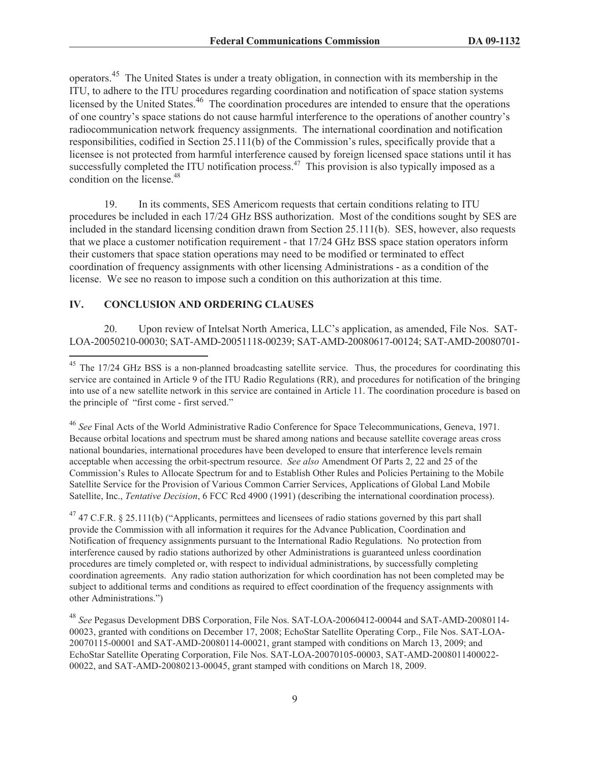operators.[45] The United States is under a treaty obligation, in connection with its membership in the ITU, to adhere to the ITU procedures regarding coordination and notification of space station systems licensed by the United States.[46] The coordination procedures are intended to ensure that the operations of one country's space stations do not cause harmful interference to the operations of another country's radiocommunication network frequency assignments. The international coordination and notification responsibilities, codified in Section 25.111(b) of the Commission's rules, specifically provide that a licensee is not protected from harmful interference caused by foreign licensed space stations until it has successfully completed the ITU notification process.[47] This provision is also typically imposed as a condition on the license.[48]

19. In its comments, SES Americom requests that certain conditions relating to ITU procedures be included in each 17/24 GHz BSS authorization. Most of the conditions sought by SES are included in the standard licensing condition drawn from Section 25.111(b). SES, however, also requests that we place a customer notification requirement - that 17/24 GHz BSS space station operators inform their customers that space station operations may need to be modified or terminated to effect coordination of frequency assignments with other licensing Administrations - as a condition of the license. We see no reason to impose such a condition on this authorization at this time.

## IV. CONCLUSION AND ORDERING CLAUSES

20. Upon review of Intelsat North America, LLC's application, as amended, File Nos. SAT-LOA-20050210-00030; SAT-AMD-20051118-00239; SAT-AMD-20080617-00124; SAT-AMD-20080701-

---

[45] The 17/24 GHz BSS is a non-planned broadcasting satellite service. Thus, the procedures for coordinating this service are contained in Article 9 of the ITU Radio Regulations (RR), and procedures for notification of the bringing into use of a new satellite network in this service are contained in Article 11. The coordination procedure is based on the principle of "first come - first served."

[46] *See* Final Acts of the World Administrative Radio Conference for Space Telecommunications, Geneva, 1971. Because orbital locations and spectrum must be shared among nations and because satellite coverage areas cross national boundaries, international procedures have been developed to ensure that interference levels remain acceptable when accessing the orbit-spectrum resource. *See also* Amendment Of Parts 2, 22 and 25 of the Commission's Rules to Allocate Spectrum for and to Establish Other Rules and Policies Pertaining to the Mobile Satellite Service for the Provision of Various Common Carrier Services, Applications of Global Land Mobile Satellite, Inc., *Tentative Decision*, 6 FCC Rcd 4900 (1991) (describing the international coordination process).

[47] 47 C.F.R. § 25.111(b) ("Applicants, permittees and licensees of radio stations governed by this part shall provide the Commission with all information it requires for the Advance Publication, Coordination and Notification of frequency assignments pursuant to the International Radio Regulations. No protection from interference caused by radio stations authorized by other Administrations is guaranteed unless coordination procedures are timely completed or, with respect to individual administrations, by successfully completing coordination agreements. Any radio station authorization for which coordination has not been completed may be subject to additional terms and conditions as required to effect coordination of the frequency assignments with other Administrations.")

[48] *See* Pegasus Development DBS Corporation, File Nos. SAT-LOA-20060412-00044 and SAT-AMD-20080114-00023, granted with conditions on December 17, 2008; EchoStar Satellite Operating Corp., File Nos. SAT-LOA-20070115-00001 and SAT-AMD-20080114-00021, grant stamped with conditions on March 13, 2009; and EchoStar Satellite Operating Corporation, File Nos. SAT-LOA-20070105-00003, SAT-AMD-2008011400022-00022, and SAT-AMD-20080213-00045, grant stamped with conditions on March 18, 2009.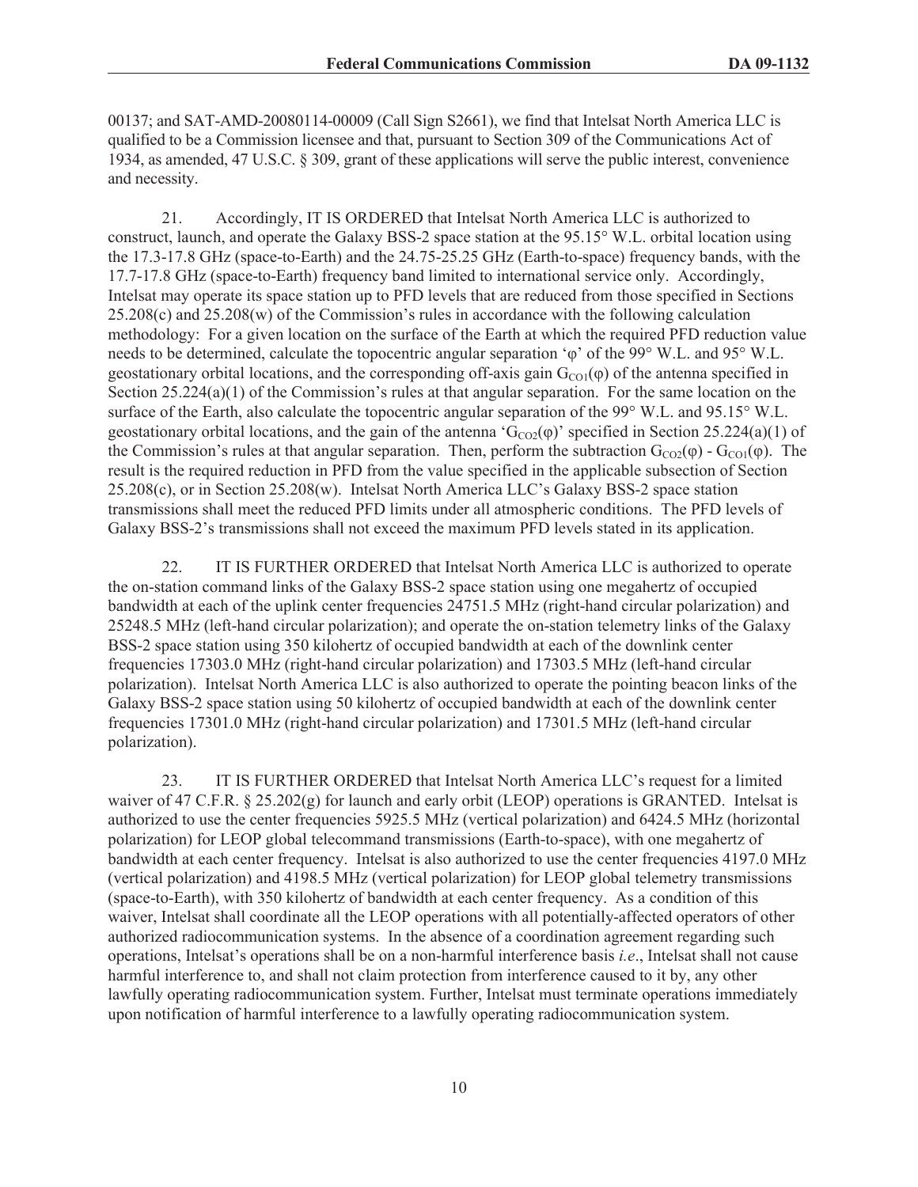00137; and SAT-AMD-20080114-00009 (Call Sign S2661), we find that Intelsat North America LLC is qualified to be a Commission licensee and that, pursuant to Section 309 of the Communications Act of 1934, as amended, 47 U.S.C. § 309, grant of these applications will serve the public interest, convenience and necessity.

21. Accordingly, IT IS ORDERED that Intelsat North America LLC is authorized to construct, launch, and operate the Galaxy BSS-2 space station at the 95.15° W.L. orbital location using the 17.3-17.8 GHz (space-to-Earth) and the 24.75-25.25 GHz (Earth-to-space) frequency bands, with the 17.7-17.8 GHz (space-to-Earth) frequency band limited to international service only. Accordingly, Intelsat may operate its space station up to PFD levels that are reduced from those specified in Sections 25.208(c) and 25.208(w) of the Commission's rules in accordance with the following calculation methodology: For a given location on the surface of the Earth at which the required PFD reduction value needs to be determined, calculate the topocentric angular separation '$\varphi$' of the 99° W.L. and 95° W.L. geostationary orbital locations, and the corresponding off-axis gain $G_{CO1}(\varphi)$ of the antenna specified in Section 25.224(a)(1) of the Commission's rules at that angular separation. For the same location on the surface of the Earth, also calculate the topocentric angular separation of the 99° W.L. and 95.15° W.L. geostationary orbital locations, and the gain of the antenna '$G_{CO2}(\varphi)$' specified in Section 25.224(a)(1) of the Commission's rules at that angular separation. Then, perform the subtraction $G_{CO2}(\varphi) - G_{CO1}(\varphi)$. The result is the required reduction in PFD from the value specified in the applicable subsection of Section 25.208(c), or in Section 25.208(w). Intelsat North America LLC's Galaxy BSS-2 space station transmissions shall meet the reduced PFD limits under all atmospheric conditions. The PFD levels of Galaxy BSS-2's transmissions shall not exceed the maximum PFD levels stated in its application.

22. IT IS FURTHER ORDERED that Intelsat North America LLC is authorized to operate the on-station command links of the Galaxy BSS-2 space station using one megahertz of occupied bandwidth at each of the uplink center frequencies 24751.5 MHz (right-hand circular polarization) and 25248.5 MHz (left-hand circular polarization); and operate the on-station telemetry links of the Galaxy BSS-2 space station using 350 kilohertz of occupied bandwidth at each of the downlink center frequencies 17303.0 MHz (right-hand circular polarization) and 17303.5 MHz (left-hand circular polarization). Intelsat North America LLC is also authorized to operate the pointing beacon links of the Galaxy BSS-2 space station using 50 kilohertz of occupied bandwidth at each of the downlink center frequencies 17301.0 MHz (right-hand circular polarization) and 17301.5 MHz (left-hand circular polarization).

23. IT IS FURTHER ORDERED that Intelsat North America LLC's request for a limited waiver of 47 C.F.R. § 25.202(g) for launch and early orbit (LEOP) operations is GRANTED. Intelsat is authorized to use the center frequencies 5925.5 MHz (vertical polarization) and 6424.5 MHz (horizontal polarization) for LEOP global telecommand transmissions (Earth-to-space), with one megahertz of bandwidth at each center frequency. Intelsat is also authorized to use the center frequencies 4197.0 MHz (vertical polarization) and 4198.5 MHz (vertical polarization) for LEOP global telemetry transmissions (space-to-Earth), with 350 kilohertz of bandwidth at each center frequency. As a condition of this waiver, Intelsat shall coordinate all the LEOP operations with all potentially-affected operators of other authorized radiocommunication systems. In the absence of a coordination agreement regarding such operations, Intelsat's operations shall be on a non-harmful interference basis *i.e*., Intelsat shall not cause harmful interference to, and shall not claim protection from interference caused to it by, any other lawfully operating radiocommunication system. Further, Intelsat must terminate operations immediately upon notification of harmful interference to a lawfully operating radiocommunication system.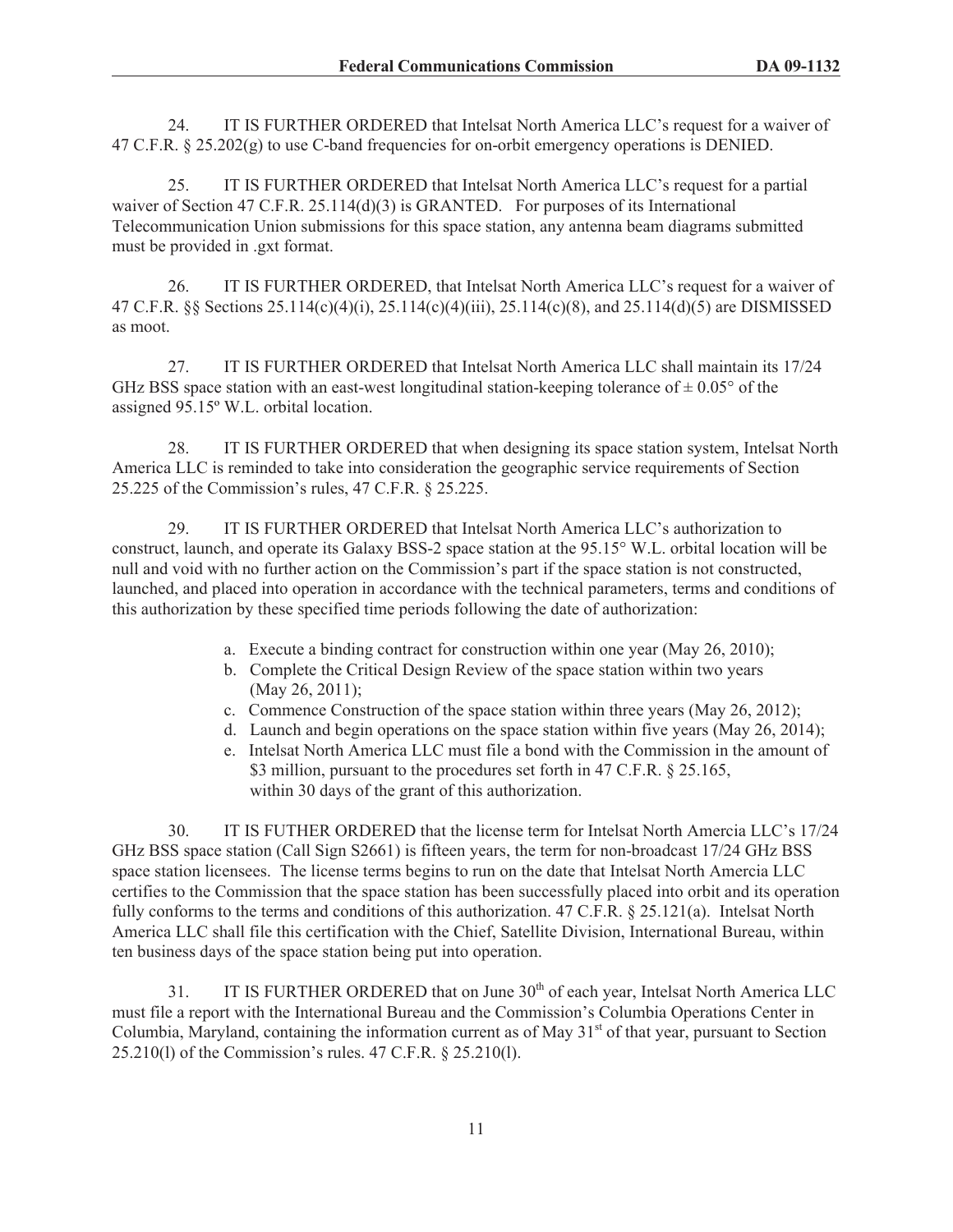24. IT IS FURTHER ORDERED that Intelsat North America LLC's request for a waiver of 47 C.F.R. § 25.202(g) to use C-band frequencies for on-orbit emergency operations is DENIED.

25. IT IS FURTHER ORDERED that Intelsat North America LLC's request for a partial waiver of Section 47 C.F.R. 25.114(d)(3) is GRANTED. For purposes of its International Telecommunication Union submissions for this space station, any antenna beam diagrams submitted must be provided in .gxt format.

26. IT IS FURTHER ORDERED, that Intelsat North America LLC's request for a waiver of 47 C.F.R. §§ Sections 25.114(c)(4)(i), 25.114(c)(4)(iii), 25.114(c)(8), and 25.114(d)(5) are DISMISSED as moot.

27. IT IS FURTHER ORDERED that Intelsat North America LLC shall maintain its 17/24 GHz BSS space station with an east-west longitudinal station-keeping tolerance of ± 0.05° of the assigned 95.15º W.L. orbital location.

28. IT IS FURTHER ORDERED that when designing its space station system, Intelsat North America LLC is reminded to take into consideration the geographic service requirements of Section 25.225 of the Commission's rules, 47 C.F.R. § 25.225.

29. IT IS FURTHER ORDERED that Intelsat North America LLC's authorization to construct, launch, and operate its Galaxy BSS-2 space station at the 95.15° W.L. orbital location will be null and void with no further action on the Commission's part if the space station is not constructed, launched, and placed into operation in accordance with the technical parameters, terms and conditions of this authorization by these specified time periods following the date of authorization:

a. Execute a binding contract for construction within one year (May 26, 2010);
b. Complete the Critical Design Review of the space station within two years (May 26, 2011);
c. Commence Construction of the space station within three years (May 26, 2012);
d. Launch and begin operations on the space station within five years (May 26, 2014);
e. Intelsat North America LLC must file a bond with the Commission in the amount of $3 million, pursuant to the procedures set forth in 47 C.F.R. § 25.165, within 30 days of the grant of this authorization.

30. IT IS FUTHER ORDERED that the license term for Intelsat North Amercia LLC's 17/24 GHz BSS space station (Call Sign S2661) is fifteen years, the term for non-broadcast 17/24 GHz BSS space station licensees. The license terms begins to run on the date that Intelsat North Amercia LLC certifies to the Commission that the space station has been successfully placed into orbit and its operation fully conforms to the terms and conditions of this authorization. 47 C.F.R. § 25.121(a). Intelsat North America LLC shall file this certification with the Chief, Satellite Division, International Bureau, within ten business days of the space station being put into operation.

31. IT IS FURTHER ORDERED that on June 30th of each year, Intelsat North America LLC must file a report with the International Bureau and the Commission's Columbia Operations Center in Columbia, Maryland, containing the information current as of May 31st of that year, pursuant to Section 25.210(l) of the Commission's rules. 47 C.F.R. § 25.210(l).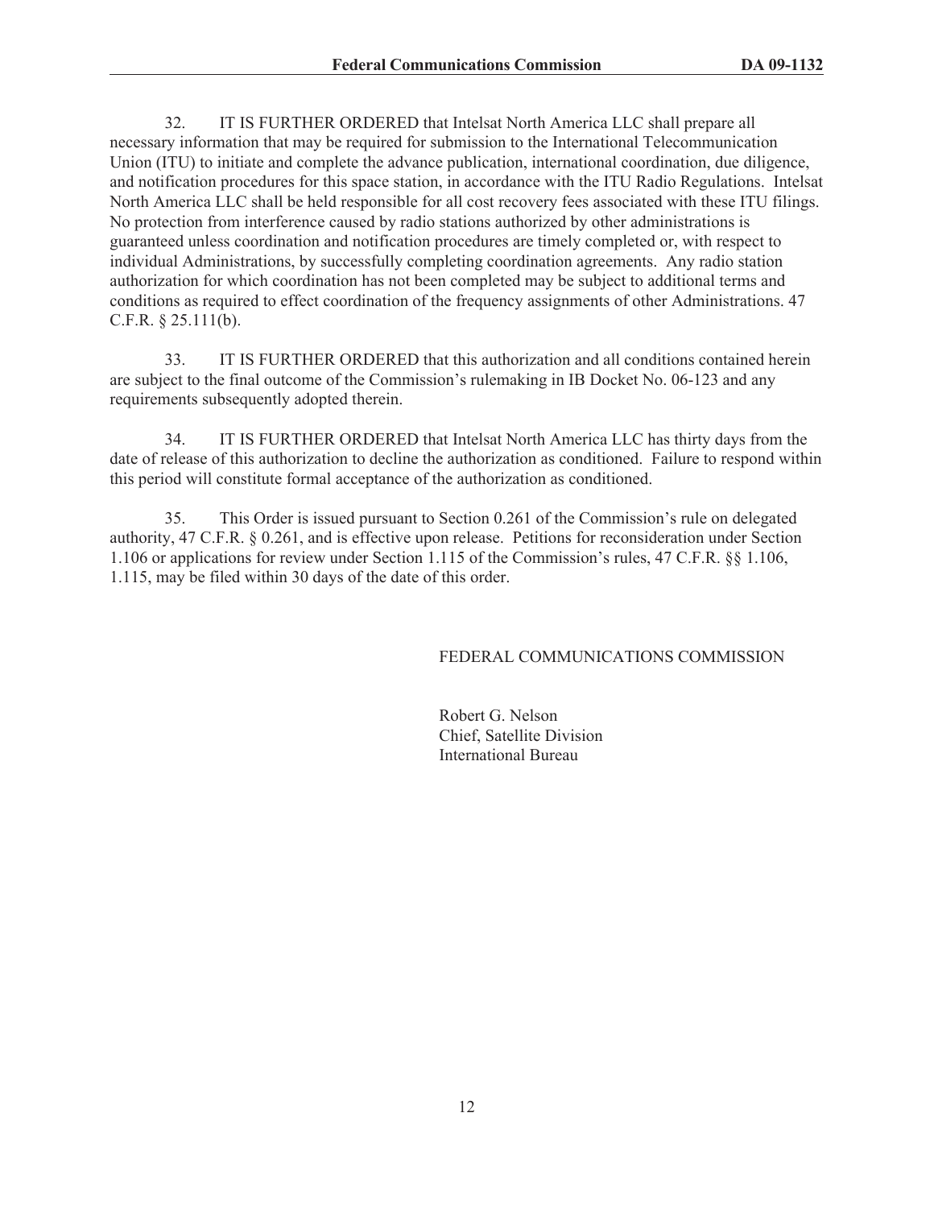32. IT IS FURTHER ORDERED that Intelsat North America LLC shall prepare all necessary information that may be required for submission to the International Telecommunication Union (ITU) to initiate and complete the advance publication, international coordination, due diligence, and notification procedures for this space station, in accordance with the ITU Radio Regulations. Intelsat North America LLC shall be held responsible for all cost recovery fees associated with these ITU filings. No protection from interference caused by radio stations authorized by other administrations is guaranteed unless coordination and notification procedures are timely completed or, with respect to individual Administrations, by successfully completing coordination agreements. Any radio station authorization for which coordination has not been completed may be subject to additional terms and conditions as required to effect coordination of the frequency assignments of other Administrations. 47 C.F.R. § 25.111(b).

33. IT IS FURTHER ORDERED that this authorization and all conditions contained herein are subject to the final outcome of the Commission's rulemaking in IB Docket No. 06-123 and any requirements subsequently adopted therein.

34. IT IS FURTHER ORDERED that Intelsat North America LLC has thirty days from the date of release of this authorization to decline the authorization as conditioned. Failure to respond within this period will constitute formal acceptance of the authorization as conditioned.

35. This Order is issued pursuant to Section 0.261 of the Commission's rule on delegated authority, 47 C.F.R. § 0.261, and is effective upon release. Petitions for reconsideration under Section 1.106 or applications for review under Section 1.115 of the Commission's rules, 47 C.F.R. §§ 1.106, 1.115, may be filed within 30 days of the date of this order.

FEDERAL COMMUNICATIONS COMMISSION

Robert G. Nelson
Chief, Satellite Division
International Bureau